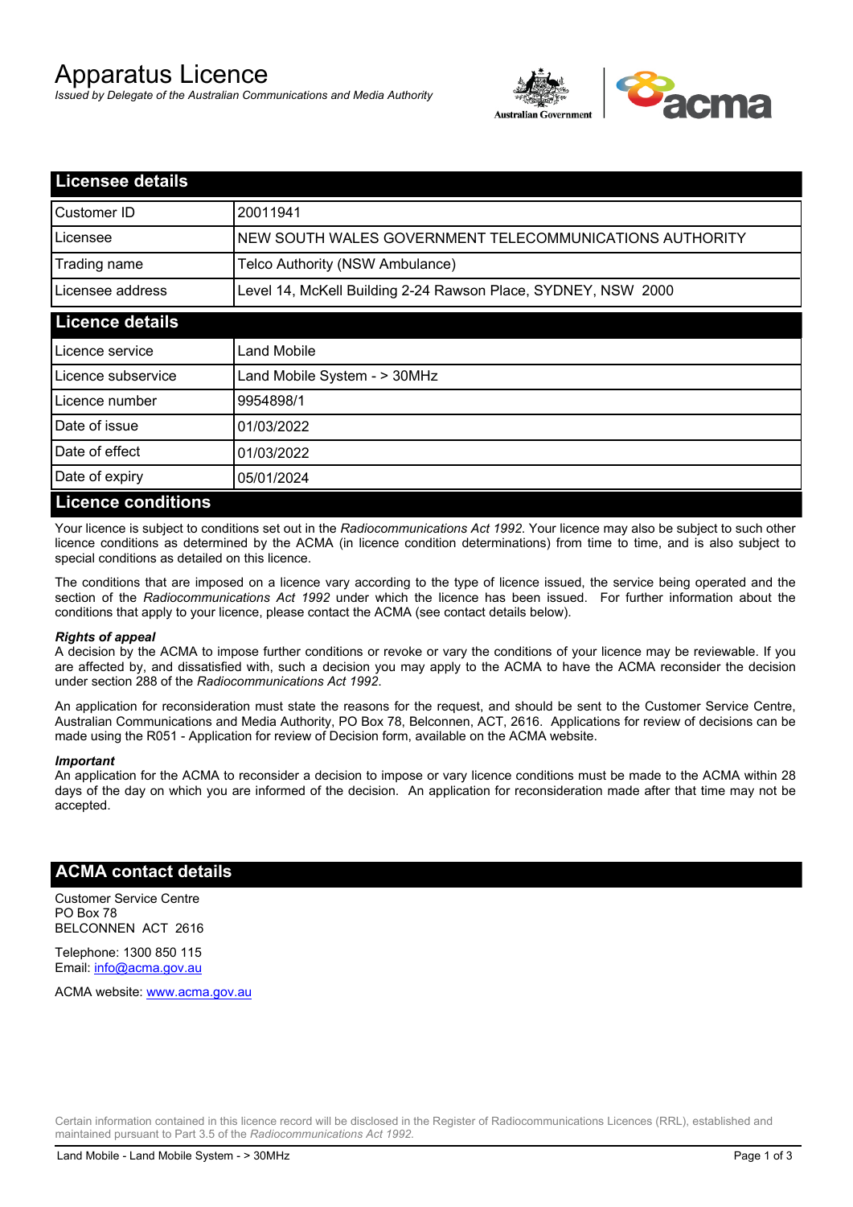# Apparatus Licence

*Issued by Delegate of the Australian Communications and Media Authority*

## Licensee details

| | |
|---|---|
| Customer ID | 20011941 |
| Licensee | NEW SOUTH WALES GOVERNMENT TELECOMMUNICATIONS AUTHORITY |
| Trading name | Telco Authority (NSW Ambulance) |
| Licensee address | Level 14, McKell Building 2-24 Rawson Place, SYDNEY, NSW 2000 |

## Licence details

| | |
|---|---|
| Licence service | Land Mobile |
| Licence subservice | Land Mobile System - > 30MHz |
| Licence number | 9954898/1 |
| Date of issue | 01/03/2022 |
| Date of effect | 01/03/2022 |
| Date of expiry | 05/01/2024 |

## Licence conditions

Your licence is subject to conditions set out in the *Radiocommunications Act 1992*. Your licence may also be subject to such other licence conditions as determined by the ACMA (in licence condition determinations) from time to time, and is also subject to special conditions as detailed on this licence.

The conditions that are imposed on a licence vary according to the type of licence issued, the service being operated and the section of the *Radiocommunications Act 1992* under which the licence has been issued. For further information about the conditions that apply to your licence, please contact the ACMA (see contact details below).

***Rights of appeal***

A decision by the ACMA to impose further conditions or revoke or vary the conditions of your licence may be reviewable. If you are affected by, and dissatisfied with, such a decision you may apply to the ACMA to have the ACMA reconsider the decision under section 288 of the *Radiocommunications Act 1992*.

An application for reconsideration must state the reasons for the request, and should be sent to the Customer Service Centre, Australian Communications and Media Authority, PO Box 78, Belconnen, ACT, 2616. Applications for review of decisions can be made using the R051 - Application for review of Decision form, available on the ACMA website.

***Important***

An application for the ACMA to reconsider a decision to impose or vary licence conditions must be made to the ACMA within 28 days of the day on which you are informed of the decision. An application for reconsideration made after that time may not be accepted.

## ACMA contact details

Customer Service Centre
PO Box 78
BELCONNEN ACT 2616

Telephone: 1300 850 115
Email: info@acma.gov.au

ACMA website: www.acma.gov.au

Certain information contained in this licence record will be disclosed in the Register of Radiocommunications Licences (RRL), established and maintained pursuant to Part 3.5 of the *Radiocommunications Act 1992*.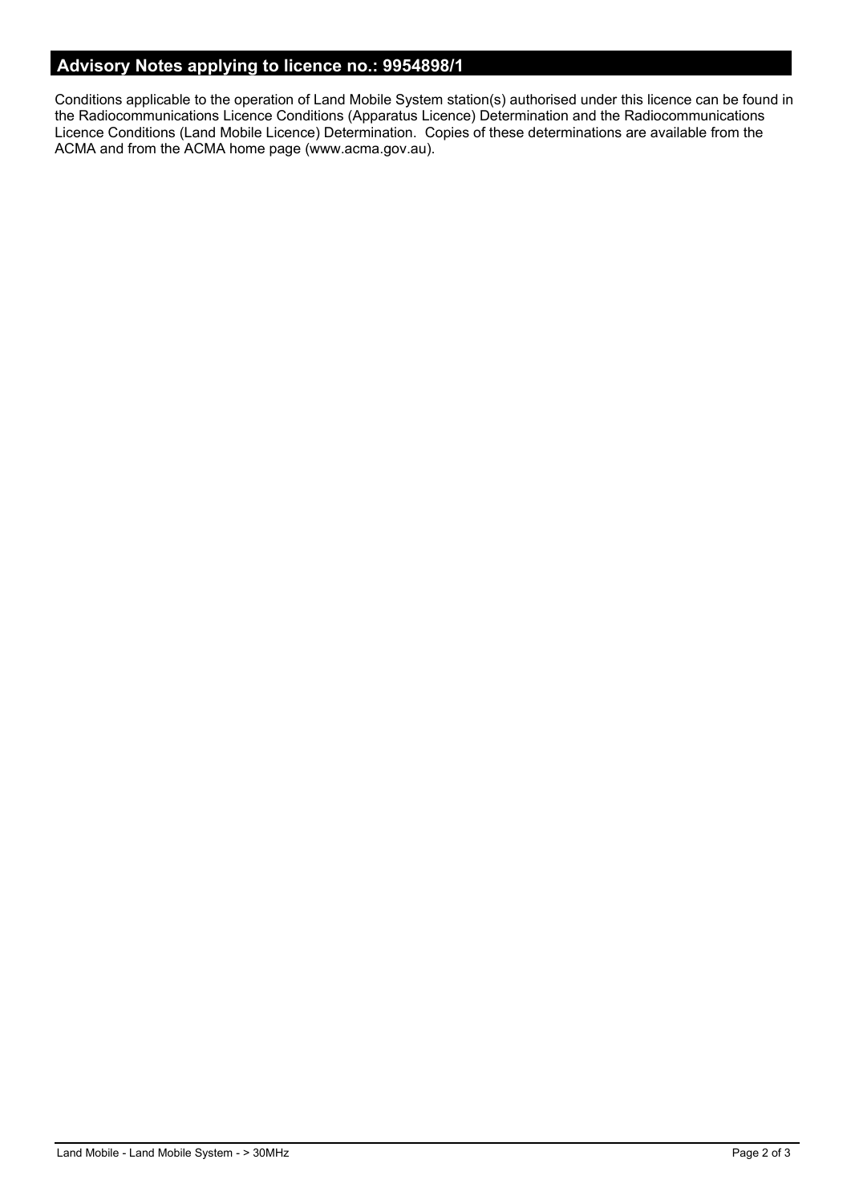## Advisory Notes applying to licence no.: 9954898/1

Conditions applicable to the operation of Land Mobile System station(s) authorised under this licence can be found in the Radiocommunications Licence Conditions (Apparatus Licence) Determination and the Radiocommunications Licence Conditions (Land Mobile Licence) Determination. Copies of these determinations are available from the ACMA and from the ACMA home page (www.acma.gov.au).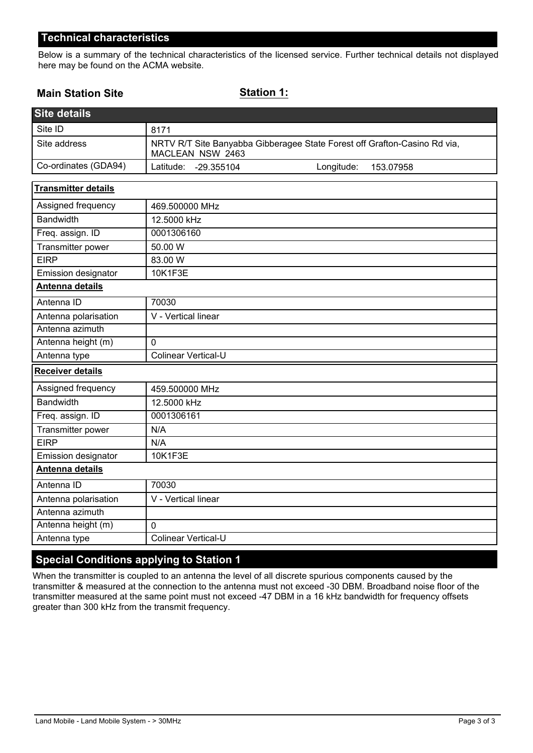## Technical characteristics

Below is a summary of the technical characteristics of the licensed service. Further technical details not displayed here may be found on the ACMA website.

**Main Station Site** **Station 1:**

### Site details

| | |
|---|---|
| Site ID | 8171 |
| Site address | NRTV R/T Site Banyabba Gibberagee State Forest off Grafton-Casino Rd via, MACLEAN NSW 2463 |
| Co-ordinates (GDA94) | Latitude: -29.355104 Longitude: 153.07958 |

### Transmitter details

| | |
|---|---|
| Assigned frequency | 469.500000 MHz |
| Bandwidth | 12.5000 kHz |
| Freq. assign. ID | 0001306160 |
| Transmitter power | 50.00 W |
| EIRP | 83.00 W |
| Emission designator | 10K1F3E |
| **Antenna details** | |
| Antenna ID | 70030 |
| Antenna polarisation | V - Vertical linear |
| Antenna azimuth | |
| Antenna height (m) | 0 |
| Antenna type | Colinear Vertical-U |

### Receiver details

| | |
|---|---|
| Assigned frequency | 459.500000 MHz |
| Bandwidth | 12.5000 kHz |
| Freq. assign. ID | 0001306161 |
| Transmitter power | N/A |
| EIRP | N/A |
| Emission designator | 10K1F3E |
| **Antenna details** | |
| Antenna ID | 70030 |
| Antenna polarisation | V - Vertical linear |
| Antenna azimuth | |
| Antenna height (m) | 0 |
| Antenna type | Colinear Vertical-U |

## Special Conditions applying to Station 1

When the transmitter is coupled to an antenna the level of all discrete spurious components caused by the transmitter & measured at the connection to the antenna must not exceed -30 DBM. Broadband noise floor of the transmitter measured at the same point must not exceed -47 DBM in a 16 kHz bandwidth for frequency offsets greater than 300 kHz from the transmit frequency.